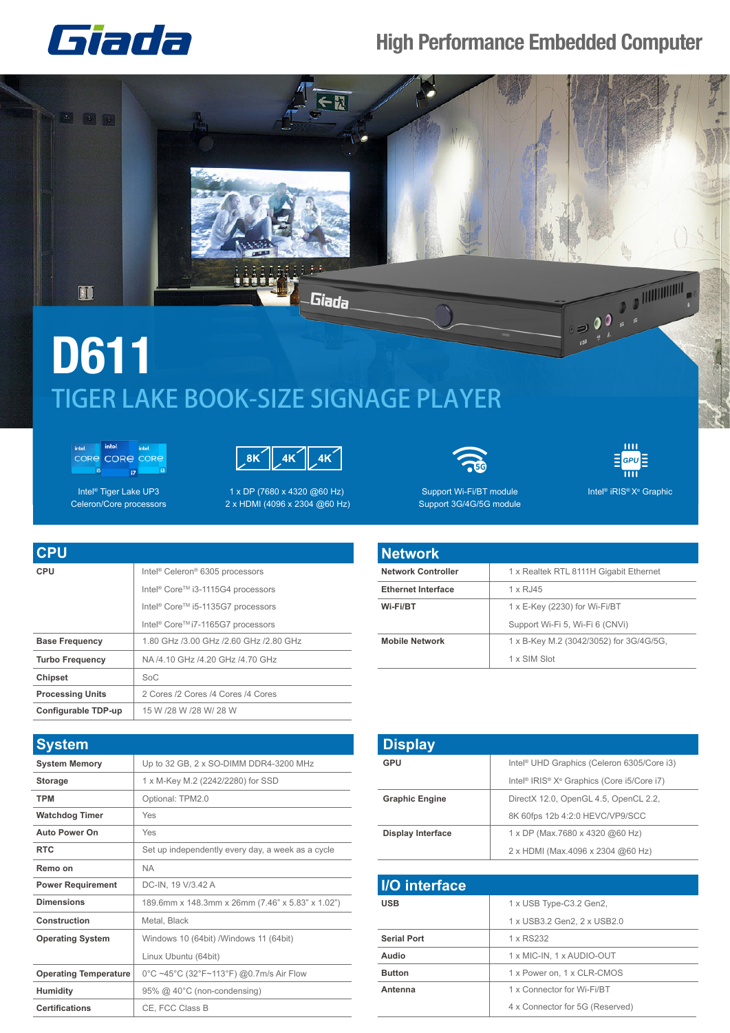# Giada

## High Performance Embedded Computer

# D611

## TIGER LAKE BOOK-SIZE SIGNAGE PLAYER

Intel® Tiger Lake UP3
Celeron/Core processors

1 x DP (7680 x 4320 @60 Hz)
2 x HDMI (4096 x 2304 @60 Hz)

Support Wi-Fi/BT module
Support 3G/4G/5G module

Intel® iRIS® Xᵉ Graphic

## CPU

| CPU | |
|---|---|
| CPU | Intel® Celeron® 6305 processors |
| | Intel® Core™ i3-1115G4 processors |
| | Intel® Core™ i5-1135G7 processors |
| | Intel® Core™ i7-1165G7 processors |
| Base Frequency | 1.80 GHz /3.00 GHz /2.60 GHz /2.80 GHz |
| Turbo Frequency | NA /4.10 GHz /4.20 GHz /4.70 GHz |
| Chipset | SoC |
| Processing Units | 2 Cores /2 Cores /4 Cores /4 Cores |
| Configurable TDP-up | 15 W /28 W /28 W/ 28 W |

## Network

| Network | |
|---|---|
| Network Controller | 1 x Realtek RTL 8111H Gigabit Ethernet |
| Ethernet Interface | 1 x RJ45 |
| Wi-Fi/BT | 1 x E-Key (2230) for Wi-Fi/BT |
| | Support Wi-Fi 5, Wi-Fi 6 (CNVi) |
| Mobile Network | 1 x B-Key M.2 (3042/3052) for 3G/4G/5G, |
| | 1 x SIM Slot |

## System

| System | |
|---|---|
| System Memory | Up to 32 GB, 2 x SO-DIMM DDR4-3200 MHz |
| Storage | 1 x M-Key M.2 (2242/2280) for SSD |
| TPM | Optional: TPM2.0 |
| Watchdog Timer | Yes |
| Auto Power On | Yes |
| RTC | Set up independently every day, a week as a cycle |
| Remo on | NA |
| Power Requirement | DC-IN, 19 V/3.42 A |
| Dimensions | 189.6mm x 148.3mm x 26mm (7.46" x 5.83" x 1.02") |
| Construction | Metal, Black |
| Operating System | Windows 10 (64bit) /Windows 11 (64bit) |
| | Linux Ubuntu (64bit) |
| Operating Temperature | 0°C ~45°C (32°F~113°F) @0.7m/s Air Flow |
| Humidity | 95% @ 40°C (non-condensing) |
| Certifications | CE, FCC Class B |

## Display

| Display | |
|---|---|
| GPU | Intel® UHD Graphics (Celeron 6305/Core i3) |
| | Intel® IRIS® Xᵉ Graphics (Core i5/Core i7) |
| Graphic Engine | DirectX 12.0, OpenGL 4.5, OpenCL 2.2, |
| | 8K 60fps 12b 4:2:0 HEVC/VP9/SCC |
| Display Interface | 1 x DP (Max.7680 x 4320 @60 Hz) |
| | 2 x HDMI (Max.4096 x 2304 @60 Hz) |

## I/O interface

| I/O interface | |
|---|---|
| USB | 1 x USB Type-C3.2 Gen2, |
| | 1 x USB3.2 Gen2, 2 x USB2.0 |
| Serial Port | 1 x RS232 |
| Audio | 1 x MIC-IN, 1 x AUDIO-OUT |
| Button | 1 x Power on, 1 x CLR-CMOS |
| Antenna | 1 x Connector for Wi-Fi/BT |
| | 4 x Connector for 5G (Reserved) |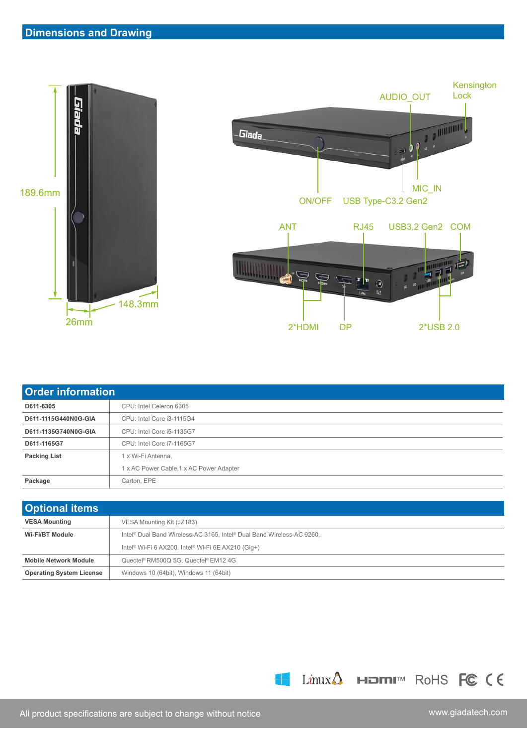## Dimensions and Drawing

189.6mm
148.3mm
26mm

AUDIO_OUT
Kensington Lock
MIC_IN
ON/OFF
USB Type-C3.2 Gen2

ANT
RJ45
USB3.2 Gen2
COM
2*HDMI
DP
2*USB 2.0

## Order information

| | |
|---|---|
| **D611-6305** | CPU: Intel Celeron 6305 |
| **D611-1115G440N0G-GIA** | CPU: Intel Core i3-1115G4 |
| **D611-1135G740N0G-GIA** | CPU: Intel Core i5-1135G7 |
| **D611-1165G7** | CPU: Intel Core i7-1165G7 |
| **Packing List** | 1 x Wi-Fi Antenna,<br>1 x AC Power Cable,1 x AC Power Adapter |
| **Package** | Carton, EPE |

## Optional items

| | |
|---|---|
| **VESA Mounting** | VESA Mounting Kit (JZ183) |
| **Wi-Fi/BT Module** | Intel® Dual Band Wireless-AC 3165, Intel® Dual Band Wireless-AC 9260,<br>Intel® Wi-Fi 6 AX200, Intel® Wi-Fi 6E AX210 (Gig+) |
| **Mobile Network Module** | Quectel® RM500Q 5G, Quectel® EM12 4G |
| **Operating System License** | Windows 10 (64bit), Windows 11 (64bit) |

Linux HDMI™ RoHS FC CE

All product specifications are subject to change without notice

www.giadatech.com